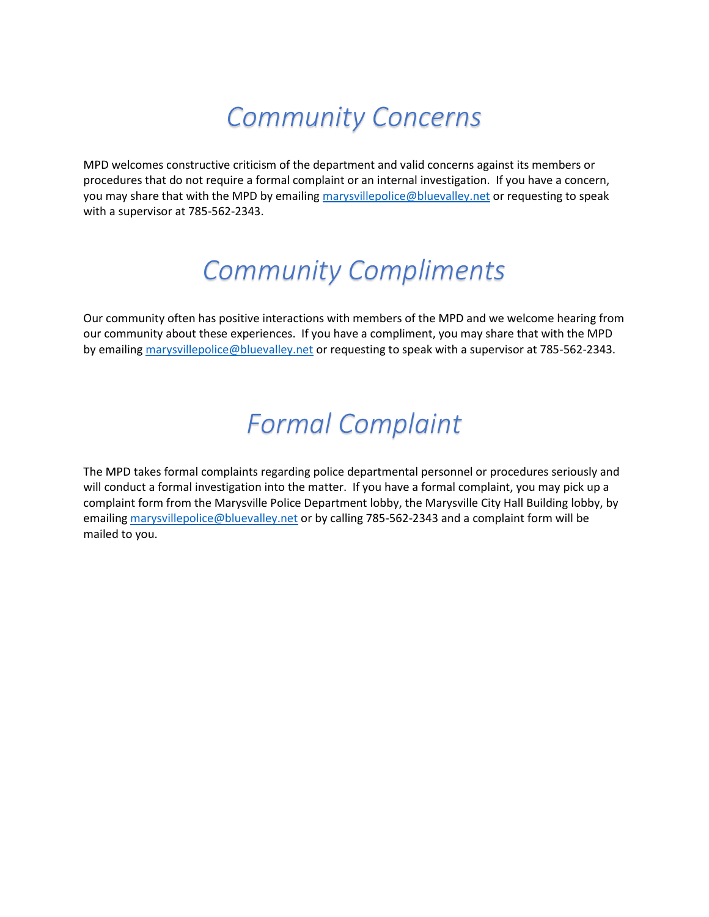# *Community Concerns*

MPD welcomes constructive criticism of the department and valid concerns against its members or procedures that do not require a formal complaint or an internal investigation. If you have a concern, you may share that with the MPD by emailing marysvillepolice@bluevalley.net or requesting to speak with a supervisor at 785-562-2343.

# *Community Compliments*

Our community often has positive interactions with members of the MPD and we welcome hearing from our community about these experiences. If you have a compliment, you may share that with the MPD by emailing marysvillepolice@bluevalley.net or requesting to speak with a supervisor at 785-562-2343.

# *Formal Complaint*

The MPD takes formal complaints regarding police departmental personnel or procedures seriously and will conduct a formal investigation into the matter. If you have a formal complaint, you may pick up a complaint form from the Marysville Police Department lobby, the Marysville City Hall Building lobby, by emailing marysvillepolice@bluevalley.net or by calling 785-562-2343 and a complaint form will be mailed to you.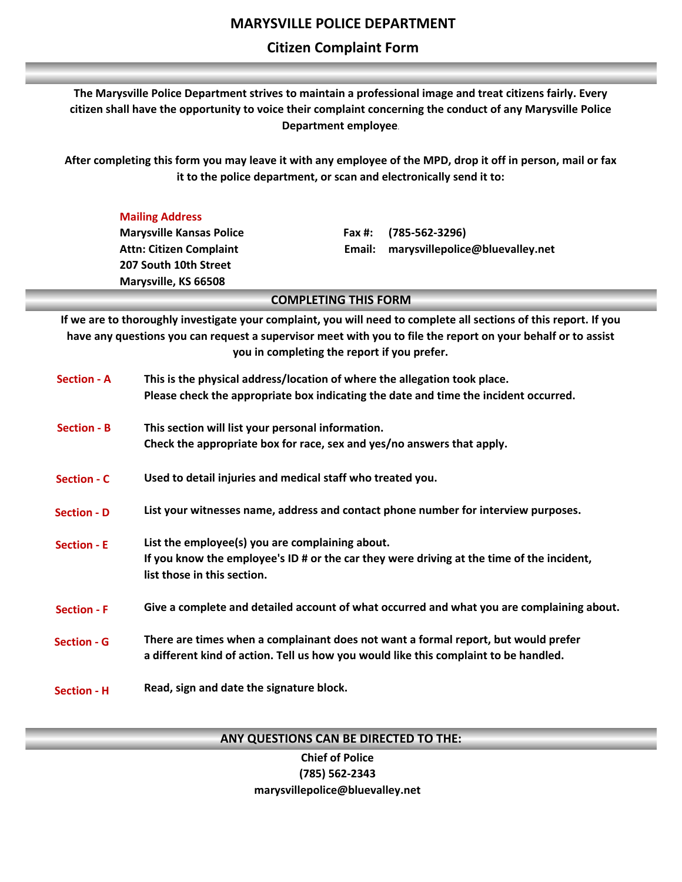# MARYSVILLE POLICE DEPARTMENT

## Citizen Complaint Form

**The Marysville Police Department strives to maintain a professional image and treat citizens fairly. Every citizen shall have the opportunity to voice their complaint concerning the conduct of any Marysville Police Department employee.**

**After completing this form you may leave it with any employee of the MPD, drop it off in person, mail or fax it to the police department, or scan and electronically send it to:**

**Mailing Address**
**Marysville Kansas Police**
**Attn: Citizen Complaint**
**207 South 10th Street**
**Marysville, KS 66508**

**Fax #: (785-562-3296)**
**Email: marysvillepolice@bluevalley.net**

### COMPLETING THIS FORM

**If we are to thoroughly investigate your complaint, you will need to complete all sections of this report. If you have any questions you can request a supervisor meet with you to file the report on your behalf or to assist you in completing the report if you prefer.**

**Section - A** — This is the physical address/location of where the allegation took place. Please check the appropriate box indicating the date and time the incident occurred.

**Section - B** — This section will list your personal information. Check the appropriate box for race, sex and yes/no answers that apply.

**Section - C** — Used to detail injuries and medical staff who treated you.

**Section - D** — List your witnesses name, address and contact phone number for interview purposes.

**Section - E** — List the employee(s) you are complaining about. If you know the employee's ID # or the car they were driving at the time of the incident, list those in this section.

**Section - F** — Give a complete and detailed account of what occurred and what you are complaining about.

**Section - G** — There are times when a complainant does not want a formal report, but would prefer a different kind of action. Tell us how you would like this complaint to be handled.

**Section - H** — Read, sign and date the signature block.

### ANY QUESTIONS CAN BE DIRECTED TO THE:

**Chief of Police**
**(785) 562-2343**
**marysvillepolice@bluevalley.net**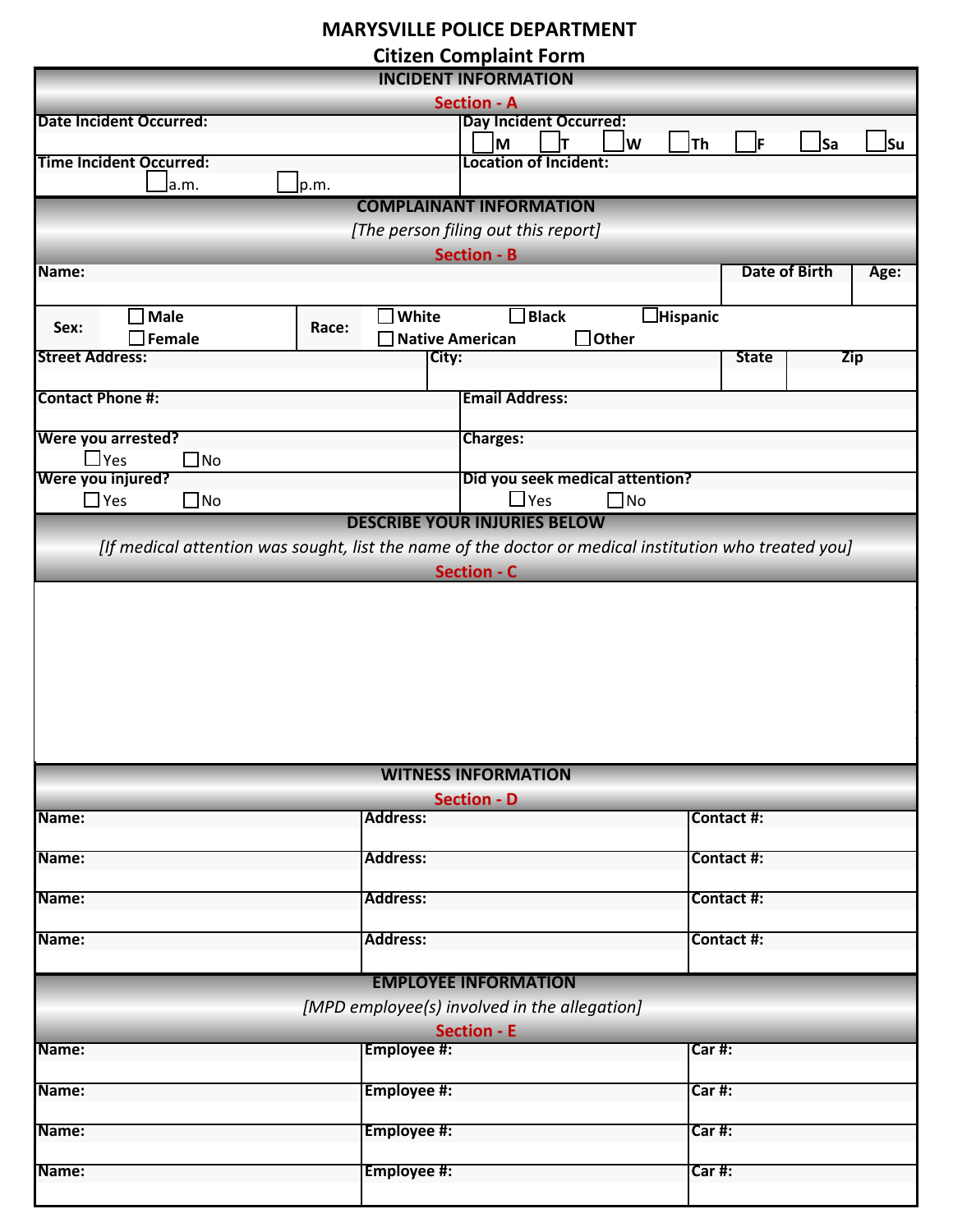# MARYSVILLE POLICE DEPARTMENT

## Citizen Complaint Form

### INCIDENT INFORMATION

**Section - A**

| Date Incident Occurred: | Day Incident Occurred: ☐ M ☐ T ☐ W ☐ Th ☐ F ☐ Sa ☐ Su |
|---|---|
| **Time Incident Occurred:** ☐ a.m. ☐ p.m. | **Location of Incident:** |

### COMPLAINANT INFORMATION

*[The person filing out this report]*

**Section - B**

| Name: | | | Date of Birth | Age: |
|---|---|---|---|---|
| **Sex:** ☐ Male ☐ Female | **Race:** ☐ White ☐ Black ☐ Hispanic ☐ Native American ☐ Other | | | |
| **Street Address:** | **City:** | | **State** | **Zip** |
| **Contact Phone #:** | **Email Address:** | | | |
| **Were you arrested?** ☐ Yes ☐ No | **Charges:** | | | |
| **Were you injured?** ☐ Yes ☐ No | **Did you seek medical attention?** ☐ Yes ☐ No | | | |

### DESCRIBE YOUR INJURIES BELOW

*[If medical attention was sought, list the name of the doctor or medical institution who treated you]*

**Section - C**

### WITNESS INFORMATION

**Section - D**

| Name: | Address: | Contact #: |
|---|---|---|
| **Name:** | **Address:** | **Contact #:** |
| **Name:** | **Address:** | **Contact #:** |
| **Name:** | **Address:** | **Contact #:** |

### EMPLOYEE INFORMATION

*[MPD employee(s) involved in the allegation]*

**Section - E**

| Name: | Employee #: | Car #: |
|---|---|---|
| **Name:** | **Employee #:** | **Car #:** |
| **Name:** | **Employee #:** | **Car #:** |
| **Name:** | **Employee #:** | **Car #:** |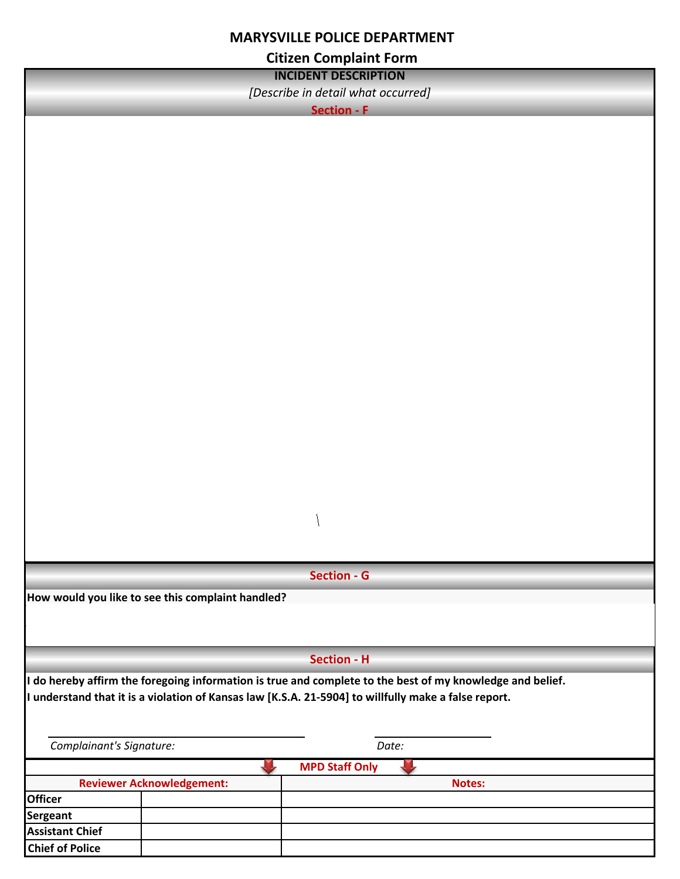# MARYSVILLE POLICE DEPARTMENT

## Citizen Complaint Form

**INCIDENT DESCRIPTION**

*[Describe in detail what occurred]*

**Section - F**

**Section - G**

**How would you like to see this complaint handled?**

**Section - H**

**I do hereby affirm the foregoing information is true and complete to the best of my knowledge and belief.**
**I understand that it is a violation of Kansas law [K.S.A. 21-5904] to willfully make a false report.**

*Complainant's Signature:* ______________________ *Date:* ____________

**MPD Staff Only**

| **Reviewer Acknowledgement:** | | **Notes:** |
|---|---|---|
| **Officer** | | |
| **Sergeant** | | |
| **Assistant Chief** | | |
| **Chief of Police** | | |